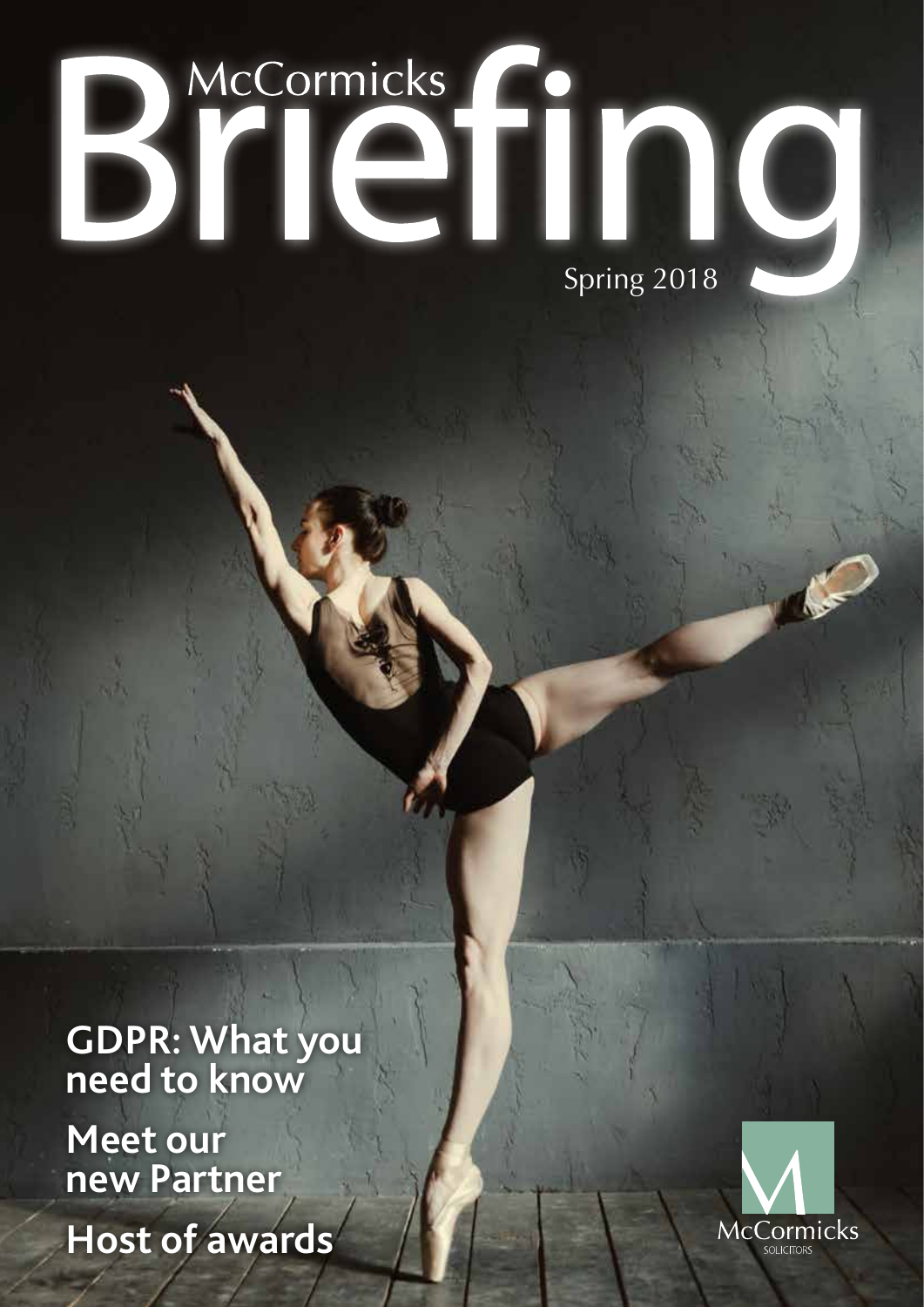# McCormicks Briefing

Spring 2018

**GDPR: What you need to know**

**Meet our new Partner**

**Host of awards**

McCormicks
SOLICITORS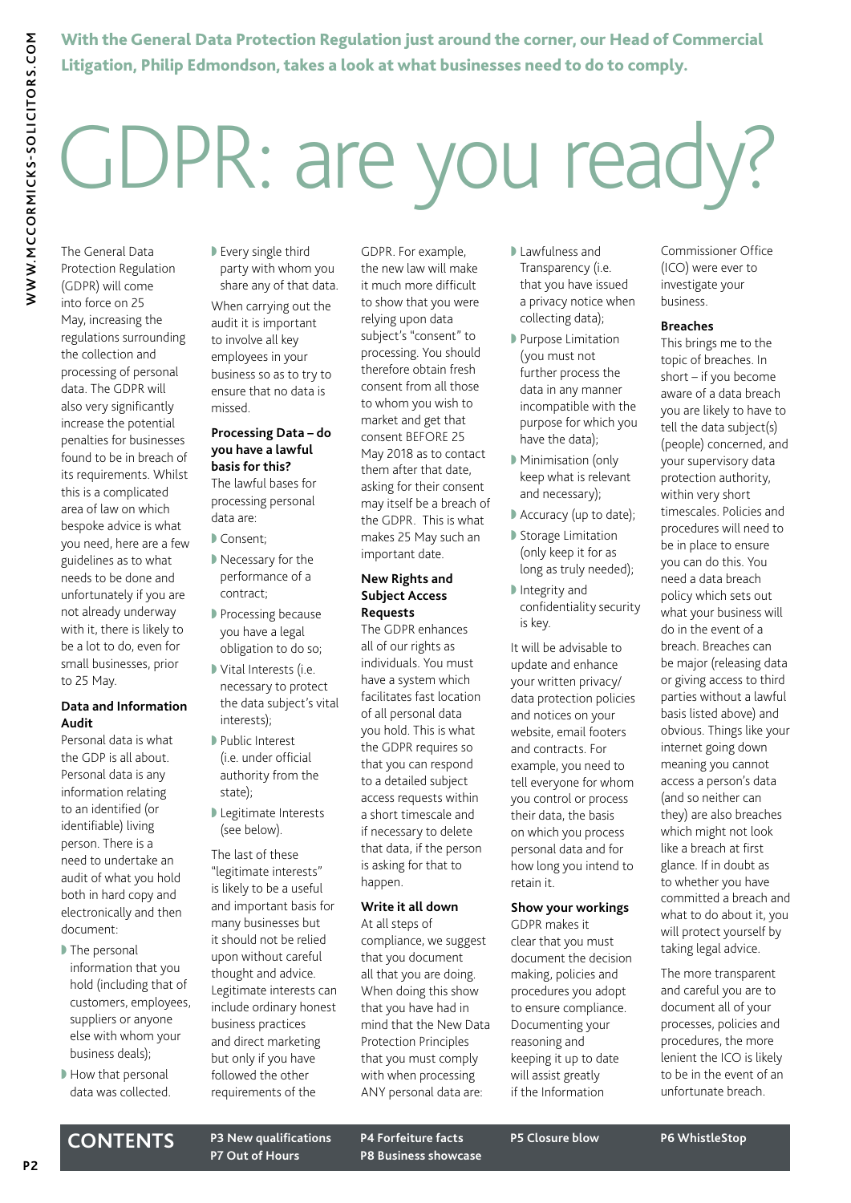**With the General Data Protection Regulation just around the corner, our Head of Commercial Litigation, Philip Edmondson, takes a look at what businesses need to do to comply.**

# GDPR: are you ready?

The General Data Protection Regulation (GDPR) will come into force on 25 May, increasing the regulations surrounding the collection and processing of personal data. The GDPR will also very significantly increase the potential penalties for businesses found to be in breach of its requirements. Whilst this is a complicated area of law on which bespoke advice is what you need, here are a few guidelines as to what needs to be done and unfortunately if you are not already underway with it, there is likely to be a lot to do, even for small businesses, prior to 25 May.

### Data and Information Audit

Personal data is what the GDP is all about. Personal data is any information relating to an identified (or identifiable) living person. There is a need to undertake an audit of what you hold both in hard copy and electronically and then document:

- The personal information that you hold (including that of customers, employees, suppliers or anyone else with whom your business deals);
- How that personal data was collected.
- Every single third party with whom you share any of that data.

When carrying out the audit it is important to involve all key employees in your business so as to try to ensure that no data is missed.

### Processing Data – do you have a lawful basis for this?

The lawful bases for processing personal data are:

- Consent;
- Necessary for the performance of a contract;
- Processing because you have a legal obligation to do so;
- Vital Interests (i.e. necessary to protect the data subject's vital interests);
- Public Interest (i.e. under official authority from the state);
- Legitimate Interests (see below).

The last of these "legitimate interests" is likely to be a useful and important basis for many businesses but it should not be relied upon without careful thought and advice. Legitimate interests can include ordinary honest business practices and direct marketing but only if you have followed the other requirements of the GDPR. For example, the new law will make it much more difficult to show that you were relying upon data subject's "consent" to processing. You should therefore obtain fresh consent from all those to whom you wish to market and get that consent BEFORE 25 May 2018 as to contact them after that date, asking for their consent may itself be a breach of the GDPR. This is what makes 25 May such an important date.

### New Rights and Subject Access Requests

The GDPR enhances all of our rights as individuals. You must have a system which facilitates fast location of all personal data you hold. This is what the GDPR requires so that you can respond to a detailed subject access requests within a short timescale and if necessary to delete that data, if the person is asking for that to happen.

### Write it all down

At all steps of compliance, we suggest that you document all that you are doing. When doing this show that you have had in mind that the New Data Protection Principles that you must comply with when processing ANY personal data are:

- Lawfulness and Transparency (i.e. that you have issued a privacy notice when collecting data);
- Purpose Limitation (you must not further process the data in any manner incompatible with the purpose for which you have the data);
- Minimisation (only keep what is relevant and necessary);
- Accuracy (up to date);
- Storage Limitation (only keep it for as long as truly needed);
- Integrity and confidentiality security is key.

It will be advisable to update and enhance your written privacy/data protection policies and notices on your website, email footers and contracts. For example, you need to tell everyone for whom you control or process their data, the basis on which you process personal data and for how long you intend to retain it.

### Show your workings

GDPR makes it clear that you must document the decision making, policies and procedures you adopt to ensure compliance. Documenting your reasoning and keeping it up to date will assist greatly if the Information Commissioner Office (ICO) were ever to investigate your business.

### Breaches

This brings me to the topic of breaches. In short – if you become aware of a data breach you are likely to have to tell the data subject(s) (people) concerned, and your supervisory data protection authority, within very short timescales. Policies and procedures will need to be in place to ensure you can do this. You need a data breach policy which sets out what your business will do in the event of a breach. Breaches can be major (releasing data or giving access to third parties without a lawful basis listed above) and obvious. Things like your internet going down meaning you cannot access a person's data (and so neither can they) are also breaches which might not look like a breach at first glance. If in doubt as to whether you have committed a breach and what to do about it, you will protect yourself by taking legal advice.

The more transparent and careful you are to document all of your processes, policies and procedures, the more lenient the ICO is likely to be in the event of an unfortunate breach.

## CONTENTS

**P3** New qualifications
**P4** Forfeiture facts
**P5** Closure blow
**P6** WhistleStop
**P7** Out of Hours
**P8** Business showcase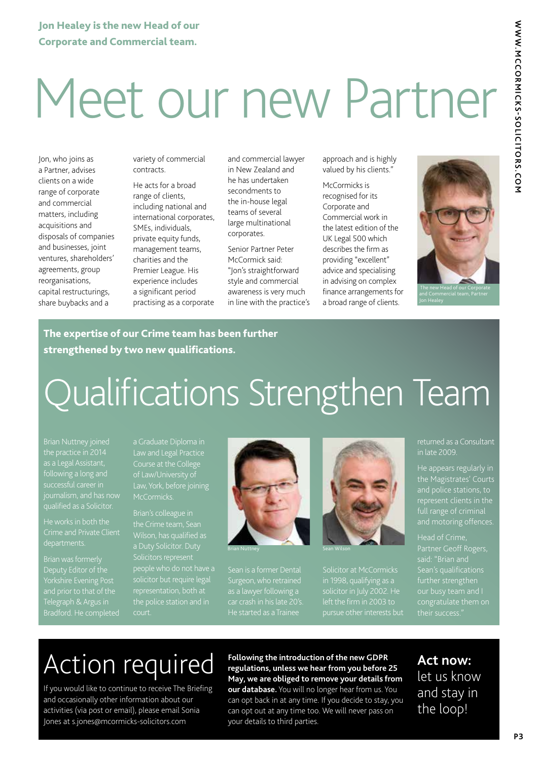**Jon Healey is the new Head of our Corporate and Commercial team.**

# Meet our new Partner

Jon, who joins as a Partner, advises clients on a wide range of corporate and commercial matters, including acquisitions and disposals of companies and businesses, joint ventures, shareholders' agreements, group reorganisations, capital restructurings, share buybacks and a variety of commercial contracts.

He acts for a broad range of clients, including national and international corporates, SMEs, individuals, private equity funds, management teams, charities and the Premier League. His experience includes a significant period practising as a corporate and commercial lawyer in New Zealand and he has undertaken secondments to the in-house legal teams of several large multinational corporates.

Senior Partner Peter McCormick said: "Jon's straightforward style and commercial awareness is very much in line with the practice's approach and is highly valued by his clients."

McCormicks is recognised for its Corporate and Commercial work in the latest edition of the UK Legal 500 which describes the firm as providing "excellent" advice and specialising in advising on complex finance arrangements for a broad range of clients.

The new Head of our Corporate and Commercial team, Partner Jon Healey

**The expertise of our Crime team has been further strengthened by two new qualifications.**

# Qualifications Strengthen Team

Brian Nuttney joined the practice in 2014 as a Legal Assistant, following a long and successful career in journalism, and has now qualified as a Solicitor.

He works in both the Crime and Private Client departments.

Brian was formerly Deputy Editor of the Yorkshire Evening Post and prior to that of the Telegraph & Argus in Bradford. He completed a Graduate Diploma in Law and Legal Practice Course at the College of Law/University of Law, York, before joining McCormicks.

Brian's colleague in the Crime team, Sean Wilson, has qualified as a Duty Solicitor. Duty Solicitors represent people who do not have a solicitor but require legal representation, both at the police station and in court.

Brian Nuttney

Sean Wilson

Sean is a former Dental Surgeon, who retrained as a lawyer following a car crash in his late 20's. He started as a Trainee Solicitor at McCormicks in 1998, qualifying as a solicitor in July 2002. He left the firm in 2003 to pursue other interests but returned as a Consultant in late 2009.

He appears regularly in the Magistrates' Courts and police stations, to represent clients in the full range of criminal and motoring offences.

Head of Crime, Partner Geoff Rogers, said: "Brian and Sean's qualifications further strengthen our busy team and I congratulate them on their success."

# Action required

If you would like to continue to receive The Briefing and occasionally other information about our activities (via post or email), please email Sonia Jones at s.jones@mcormicks-solicitors.com

**Following the introduction of the new GDPR regulations, unless we hear from you before 25 May, we are obliged to remove your details from our database.** You will no longer hear from us. You can opt back in at any time. If you decide to stay, you can opt out at any time too. We will never pass on your details to third parties.

**Act now:** let us know and stay in the loop!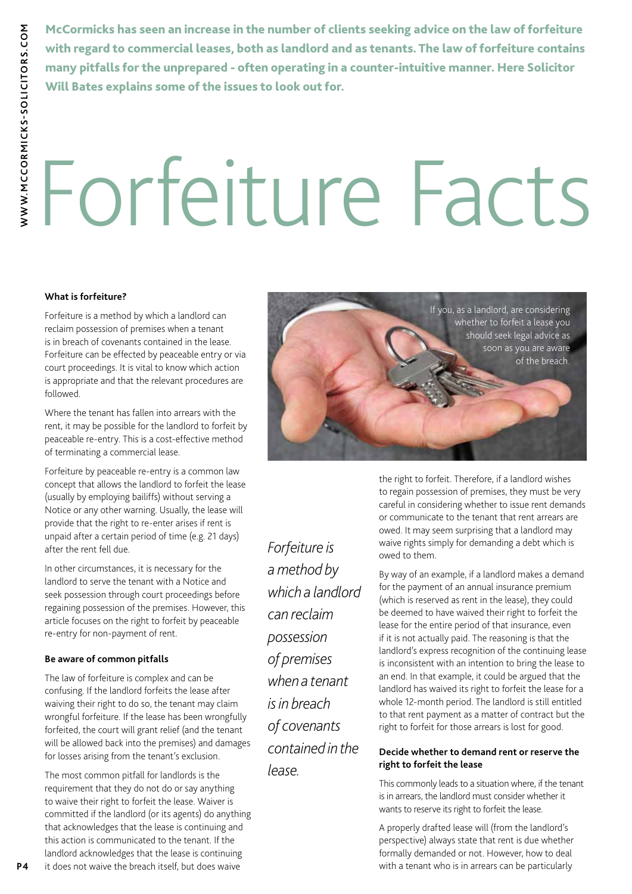**McCormicks has seen an increase in the number of clients seeking advice on the law of forfeiture with regard to commercial leases, both as landlord and as tenants. The law of forfeiture contains many pitfalls for the unprepared - often operating in a counter-intuitive manner. Here Solicitor Will Bates explains some of the issues to look out for.**

# Forfeiture Facts

### What is forfeiture?

Forfeiture is a method by which a landlord can reclaim possession of premises when a tenant is in breach of covenants contained in the lease. Forfeiture can be effected by peaceable entry or via court proceedings. It is vital to know which action is appropriate and that the relevant procedures are followed.

Where the tenant has fallen into arrears with the rent, it may be possible for the landlord to forfeit by peaceable re-entry. This is a cost-effective method of terminating a commercial lease.

Forfeiture by peaceable re-entry is a common law concept that allows the landlord to forfeit the lease (usually by employing bailiffs) without serving a Notice or any other warning. Usually, the lease will provide that the right to re-enter arises if rent is unpaid after a certain period of time (e.g. 21 days) after the rent fell due.

In other circumstances, it is necessary for the landlord to serve the tenant with a Notice and seek possession through court proceedings before regaining possession of the premises. However, this article focuses on the right to forfeit by peaceable re-entry for non-payment of rent.

### Be aware of common pitfalls

The law of forfeiture is complex and can be confusing. If the landlord forfeits the lease after waiving their right to do so, the tenant may claim wrongful forfeiture. If the lease has been wrongfully forfeited, the court will grant relief (and the tenant will be allowed back into the premises) and damages for losses arising from the tenant's exclusion.

The most common pitfall for landlords is the requirement that they do not do or say anything to waive their right to forfeit the lease. Waiver is committed if the landlord (or its agents) do anything that acknowledges that the lease is continuing and this action is communicated to the tenant. If the landlord acknowledges that the lease is continuing it does not waive the breach itself, but does waive the right to forfeit. Therefore, if a landlord wishes to regain possession of premises, they must be very careful in considering whether to issue rent demands or communicate to the tenant that rent arrears are owed. It may seem surprising that a landlord may waive rights simply for demanding a debt which is owed to them.

If you, as a landlord, are considering whether to forfeit a lease you should seek legal advice as soon as you are aware of the breach.

*Forfeiture is a method by which a landlord can reclaim possession of premises when a tenant is in breach of covenants contained in the lease.*

By way of an example, if a landlord makes a demand for the payment of an annual insurance premium (which is reserved as rent in the lease), they could be deemed to have waived their right to forfeit the lease for the entire period of that insurance, even if it is not actually paid. The reasoning is that the landlord's express recognition of the continuing lease is inconsistent with an intention to bring the lease to an end. In that example, it could be argued that the landlord has waived its right to forfeit the lease for a whole 12-month period. The landlord is still entitled to that rent payment as a matter of contract but the right to forfeit for those arrears is lost for good.

### Decide whether to demand rent or reserve the right to forfeit the lease

This commonly leads to a situation where, if the tenant is in arrears, the landlord must consider whether it wants to reserve its right to forfeit the lease.

A properly drafted lease will (from the landlord's perspective) always state that rent is due whether formally demanded or not. However, how to deal with a tenant who is in arrears can be particularly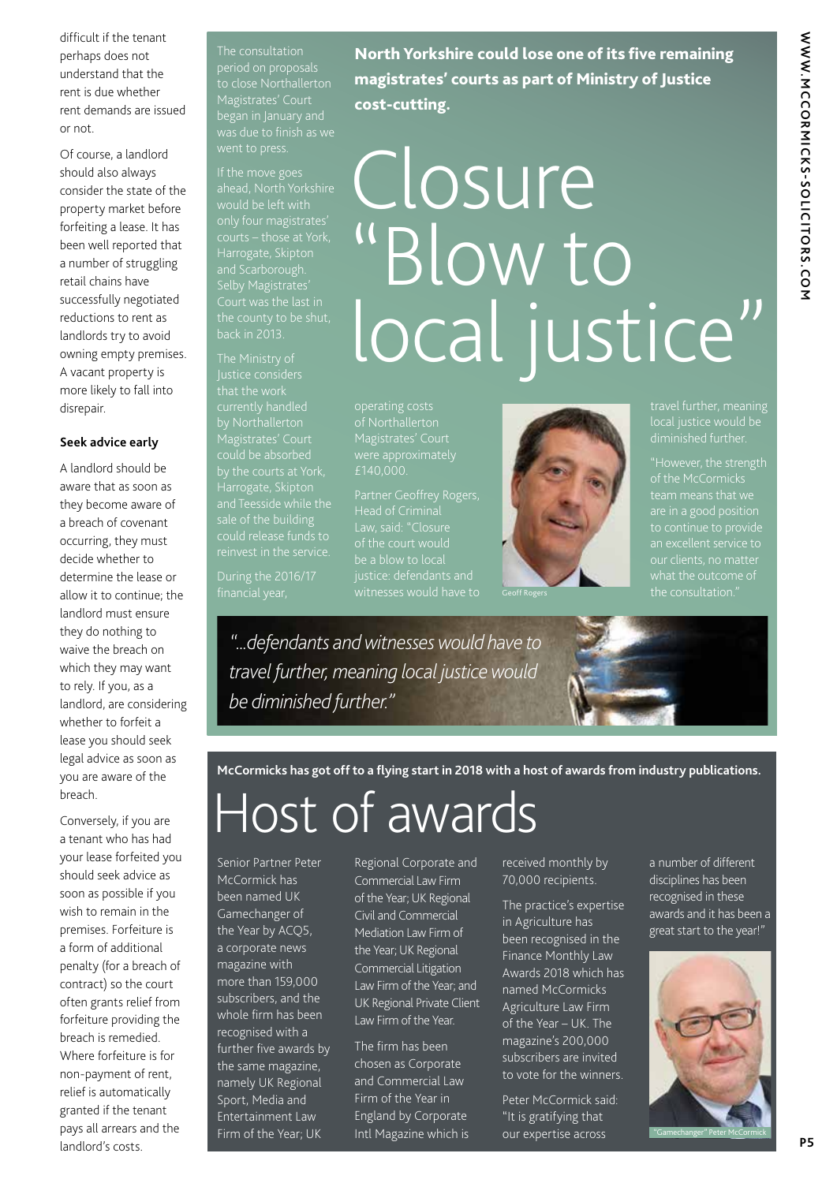difficult if the tenant perhaps does not understand that the rent is due whether rent demands are issued or not.

Of course, a landlord should also always consider the state of the property market before forfeiting a lease. It has been well reported that a number of struggling retail chains have successfully negotiated reductions to rent as landlords try to avoid owning empty premises. A vacant property is more likely to fall into disrepair.

**Seek advice early**

A landlord should be aware that as soon as they become aware of a breach of covenant occurring, they must decide whether to determine the lease or allow it to continue; the landlord must ensure they do nothing to waive the breach on which they may want to rely. If you, as a landlord, are considering whether to forfeit a lease you should seek legal advice as soon as you are aware of the breach.

Conversely, if you are a tenant who has had your lease forfeited you should seek advice as soon as possible if you wish to remain in the premises. Forfeiture is a form of additional penalty (for a breach of contract) so the court often grants relief from forfeiture providing the breach is remedied. Where forfeiture is for non-payment of rent, relief is automatically granted if the tenant pays all arrears and the landlord's costs.

**North Yorkshire could lose one of its five remaining magistrates' courts as part of Ministry of Justice cost-cutting.**

# Closure "Blow to local justice"

The consultation period on proposals to close Northallerton Magistrates' Court began in January and was due to finish as we went to press.

If the move goes ahead, North Yorkshire would be left with only four magistrates' courts – those at York, Harrogate, Skipton and Scarborough. Selby Magistrates' Court was the last in the county to be shut, back in 2013.

The Ministry of Justice considers that the work currently handled by Northallerton Magistrates' Court could be absorbed by the courts at York, Harrogate, Skipton and Teesside while the sale of the building could release funds to reinvest in the service.

During the 2016/17 financial year, operating costs of Northallerton Magistrates' Court were approximately £140,000.

Partner Geoffrey Rogers, Head of Criminal Law, said: "Closure of the court would be a blow to local justice: defendants and witnesses would have to travel further, meaning local justice would be diminished further.

"However, the strength of the McCormicks team means that we are in a good position to continue to provide an excellent service to our clients, no matter what the outcome of the consultation."

Geoff Rogers

*"...defendants and witnesses would have to travel further, meaning local justice would be diminished further."*

**McCormicks has got off to a flying start in 2018 with a host of awards from industry publications.**

# Host of awards

Senior Partner Peter McCormick has been named UK Gamechanger of the Year by ACQ5, a corporate news magazine with more than 159,000 subscribers, and the whole firm has been recognised with a further five awards by the same magazine, namely UK Regional Sport, Media and Entertainment Law Firm of the Year; UK Regional Corporate and Commercial Law Firm of the Year; UK Regional Civil and Commercial Mediation Law Firm of the Year; UK Regional Commercial Litigation Law Firm of the Year; and UK Regional Private Client Law Firm of the Year.

The firm has been chosen as Corporate and Commercial Law Firm of the Year in England by Corporate Intl Magazine which is received monthly by 70,000 recipients.

The practice's expertise in Agriculture has been recognised in the Finance Monthly Law Awards 2018 which has named McCormicks Agriculture Law Firm of the Year – UK. The magazine's 200,000 subscribers are invited to vote for the winners.

Peter McCormick said: "It is gratifying that our expertise across a number of different disciplines has been recognised in these awards and it has been a great start to the year!"

"Gamechanger" Peter McCormick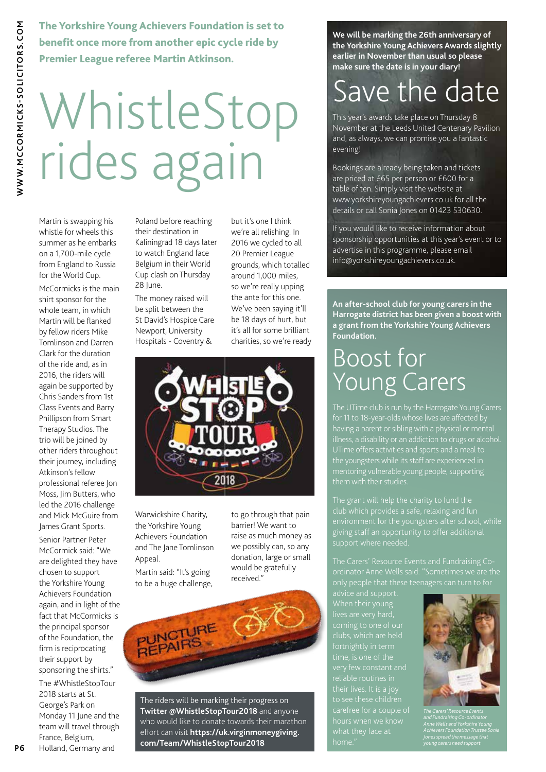**The Yorkshire Young Achievers Foundation is set to benefit once more from another epic cycle ride by Premier League referee Martin Atkinson.**

# WhistleStop rides again

Martin is swapping his whistle for wheels this summer as he embarks on a 1,700-mile cycle from England to Russia for the World Cup.

McCormicks is the main shirt sponsor for the whole team, in which Martin will be flanked by fellow riders Mike Tomlinson and Darren Clark for the duration of the ride and, as in 2016, the riders will again be supported by Chris Sanders from 1st Class Events and Barry Phillipson from Smart Therapy Studios. The trio will be joined by other riders throughout their journey, including Atkinson's fellow professional referee Jon Moss, Jim Butters, who led the 2016 challenge and Mick McGuire from James Grant Sports.

Senior Partner Peter McCormick said: "We are delighted they have chosen to support the Yorkshire Young Achievers Foundation again, and in light of the fact that McCormicks is the principal sponsor of the Foundation, the firm is reciprocating their support by sponsoring the shirts."

The #WhistleStopTour 2018 starts at St. George's Park on Monday 11 June and the team will travel through France, Belgium, Holland, Germany and Poland before reaching their destination in Kaliningrad 18 days later to watch England face Belgium in their World Cup clash on Thursday 28 June.

The money raised will be split between the St David's Hospice Care Newport, University Hospitals - Coventry & Warwickshire Charity, the Yorkshire Young Achievers Foundation and The Jane Tomlinson Appeal.

Martin said: "It's going to be a huge challenge, but it's one I think we're all relishing. In 2016 we cycled to all 20 Premier League grounds, which totalled around 1,000 miles, so we're really upping the ante for this one. We've been saying it'll be 18 days of hurt, but it's all for some brilliant charities, so we're ready to go through that pain barrier! We want to raise as much money as we possibly can, so any donation, large or small would be gratefully received."

The riders will be marking their progress on **Twitter @WhistleStopTour2018** and anyone who would like to donate towards their marathon effort can visit **https://uk.virginmoneygiving.com/Team/WhistleStopTour2018**

**We will be marking the 26th anniversary of the Yorkshire Young Achievers Awards slightly earlier in November than usual so please make sure the date is in your diary!**

# Save the date

This year's awards take place on Thursday 8 November at the Leeds United Centenary Pavilion and, as always, we can promise you a fantastic evening!

Bookings are already being taken and tickets are priced at £65 per person or £600 for a table of ten. Simply visit the website at www.yorkshireyoungachievers.co.uk for all the details or call Sonia Jones on 01423 530630.

If you would like to receive information about sponsorship opportunities at this year's event or to advertise in this programme, please email info@yorkshireyoungachievers.co.uk.

**An after-school club for young carers in the Harrogate district has been given a boost with a grant from the Yorkshire Young Achievers Foundation.**

# Boost for Young Carers

The UTime club is run by the Harrogate Young Carers for 11 to 18-year-olds whose lives are affected by having a parent or sibling with a physical or mental illness, a disability or an addiction to drugs or alcohol. UTime offers activities and sports and a meal to the youngsters while its staff are experienced in mentoring vulnerable young people, supporting them with their studies.

The grant will help the charity to fund the club which provides a safe, relaxing and fun environment for the youngsters after school, while giving staff an opportunity to offer additional support where needed.

The Carers' Resource Events and Fundraising Co-ordinator Anne Wells said: "Sometimes we are the only people that these teenagers can turn to for advice and support. When their young lives are very hard, coming to one of our clubs, which are held fortnightly in term time, is one of the very few constant and reliable routines in their lives. It is a joy to see these children carefree for a couple of hours when we know what they face at home."

*The Carers' Resource Events and Fundraising Co-ordinator Anne Wells and Yorkshire Young Achievers Foundation Trustee Sonia Jones spread the message that young carers need support.*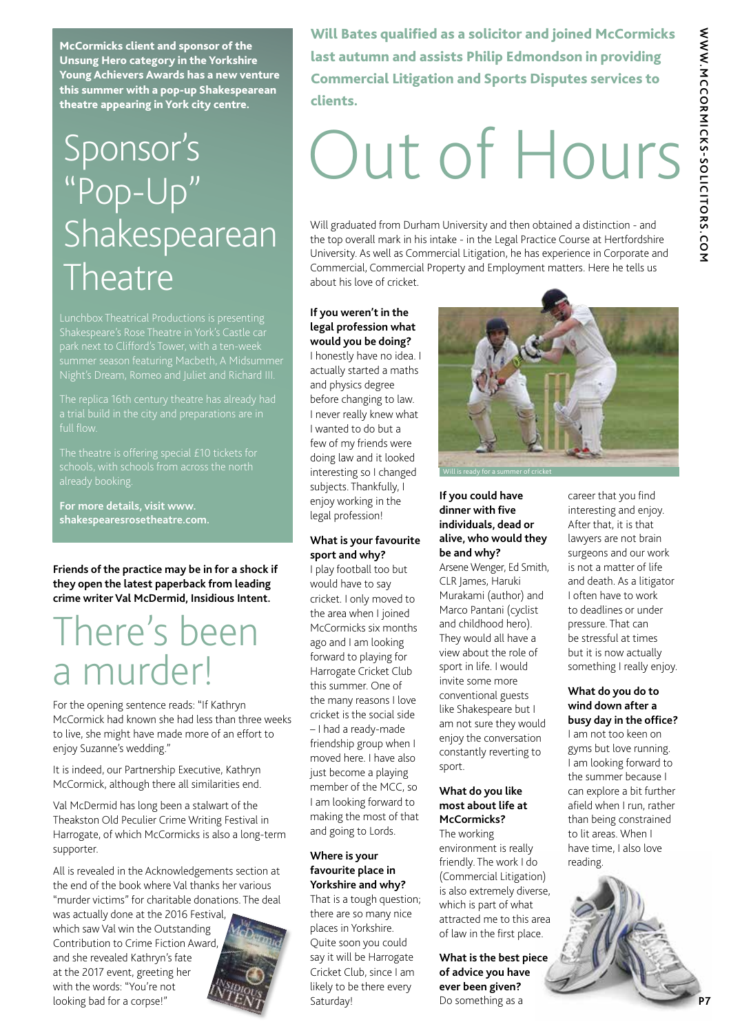**McCormicks client and sponsor of the Unsung Hero category in the Yorkshire Young Achievers Awards has a new venture this summer with a pop-up Shakespearean theatre appearing in York city centre.**

# Sponsor's "Pop-Up" Shakespearean Theatre

Lunchbox Theatrical Productions is presenting Shakespeare's Rose Theatre in York's Castle car park next to Clifford's Tower, with a ten-week summer season featuring Macbeth, A Midsummer Night's Dream, Romeo and Juliet and Richard III.

The replica 16th century theatre has already had a trial build in the city and preparations are in full flow.

The theatre is offering special £10 tickets for schools, with schools from across the north already booking.

**For more details, visit www.shakespearesrosetheatre.com.**

**Friends of the practice may be in for a shock if they open the latest paperback from leading crime writer Val McDermid, Insidious Intent.**

# There's been a murder!

For the opening sentence reads: "If Kathryn McCormick had known she had less than three weeks to live, she might have made more of an effort to enjoy Suzanne's wedding."

It is indeed, our Partnership Executive, Kathryn McCormick, although there all similarities end.

Val McDermid has long been a stalwart of the Theakston Old Peculier Crime Writing Festival in Harrogate, of which McCormicks is also a long-term supporter.

All is revealed in the Acknowledgements section at the end of the book where Val thanks her various "murder victims" for charitable donations. The deal was actually done at the 2016 Festival, which saw Val win the Outstanding Contribution to Crime Fiction Award, and she revealed Kathryn's fate at the 2017 event, greeting her with the words: "You're not looking bad for a corpse!"

**Will Bates qualified as a solicitor and joined McCormicks last autumn and assists Philip Edmondson in providing Commercial Litigation and Sports Disputes services to clients.**

# Out of Hours

Will graduated from Durham University and then obtained a distinction - and the top overall mark in his intake - in the Legal Practice Course at Hertfordshire University. As well as Commercial Litigation, he has experience in Corporate and Commercial, Commercial Property and Employment matters. Here he tells us about his love of cricket.

**If you weren't in the legal profession what would you be doing?**
I honestly have no idea. I actually started a maths and physics degree before changing to law. I never really knew what I wanted to do but a few of my friends were doing law and it looked interesting so I changed subjects. Thankfully, I enjoy working in the legal profession!

**What is your favourite sport and why?**
I play football too but would have to say cricket. I only moved to the area when I joined McCormicks six months ago and I am looking forward to playing for Harrogate Cricket Club this summer. One of the many reasons I love cricket is the social side – I had a ready-made friendship group when I moved here. I have also just become a playing member of the MCC, so I am looking forward to making the most of that and going to Lords.

**Where is your favourite place in Yorkshire and why?**
That is a tough question; there are so many nice places in Yorkshire. Quite soon you could say it will be Harrogate Cricket Club, since I am likely to be there every Saturday!

Will is ready for a summer of cricket

**If you could have dinner with five individuals, dead or alive, who would they be and why?**
Arsene Wenger, Ed Smith, CLR James, Haruki Murakami (author) and Marco Pantani (cyclist and childhood hero). They would all have a view about the role of sport in life. I would invite some more conventional guests like Shakespeare but I am not sure they would enjoy the conversation constantly reverting to sport.

**What do you like most about life at McCormicks?**
The working environment is really friendly. The work I do (Commercial Litigation) is also extremely diverse, which is part of what attracted me to this area of law in the first place.

**What is the best piece of advice you have ever been given?**
Do something as a career that you find interesting and enjoy. After that, it is that lawyers are not brain surgeons and our work is not a matter of life and death. As a litigator I often have to work to deadlines or under pressure. That can be stressful at times but it is now actually something I really enjoy.

**What do you do to wind down after a busy day in the office?**
I am not too keen on gyms but love running. I am looking forward to the summer because I can explore a bit further afield when I run, rather than being constrained to lit areas. When I have time, I also love reading.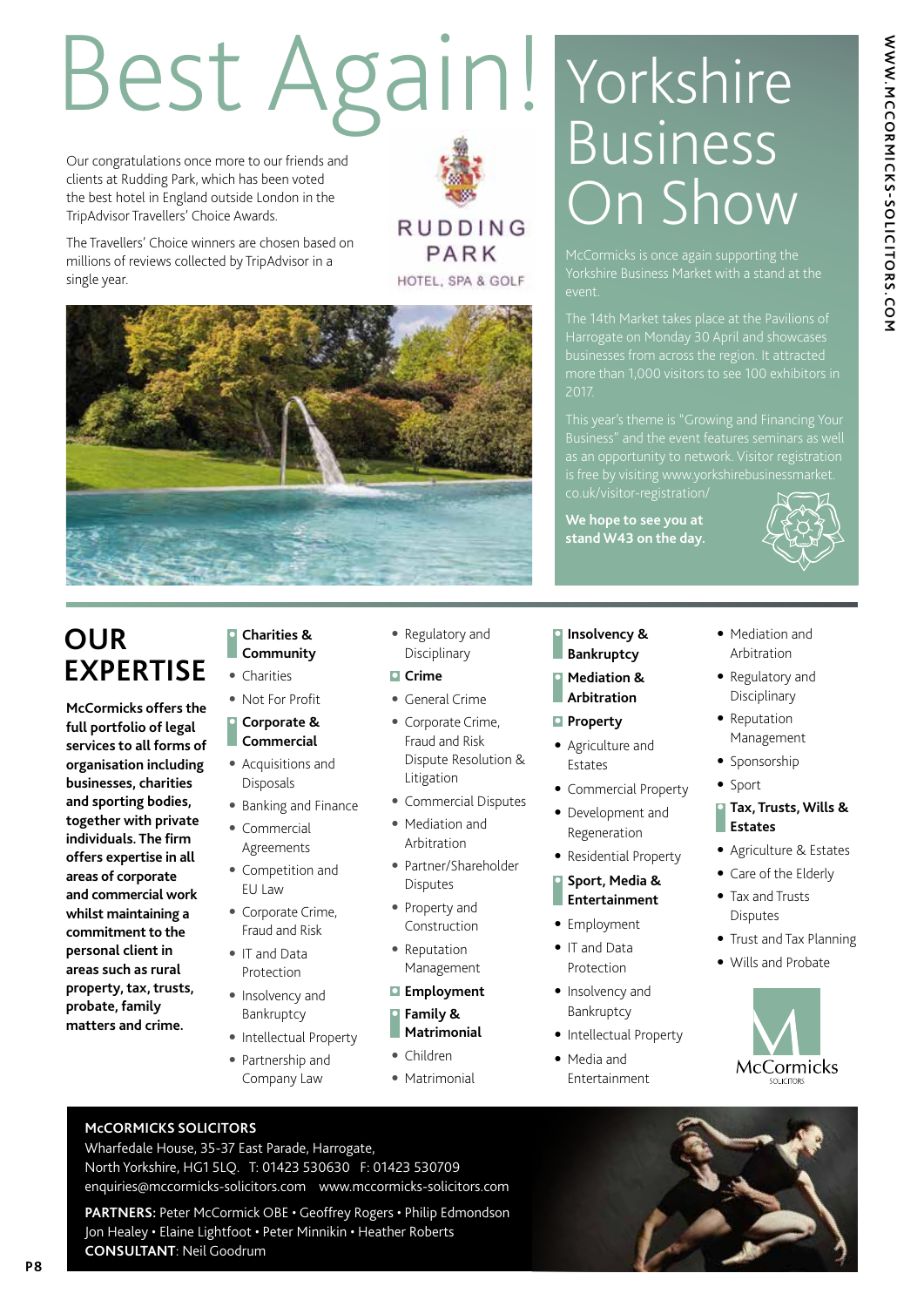# Best Again!

Our congratulations once more to our friends and clients at Rudding Park, which has been voted the best hotel in England outside London in the TripAdvisor Travellers' Choice Awards.

The Travellers' Choice winners are chosen based on millions of reviews collected by TripAdvisor in a single year.

RUDDING PARK
HOTEL, SPA & GOLF

# Yorkshire Business On Show

McCormicks is once again supporting the Yorkshire Business Market with a stand at the event.

The 14th Market takes place at the Pavilions of Harrogate on Monday 30 April and showcases businesses from across the region. It attracted more than 1,000 visitors to see 100 exhibitors in 2017.

This year's theme is "Growing and Financing Your Business" and the event features seminars as well as an opportunity to network. Visitor registration is free by visiting www.yorkshirebusinessmarket.co.uk/visitor-registration/

**We hope to see you at stand W43 on the day.**

# OUR EXPERTISE

**McCormicks offers the full portfolio of legal services to all forms of organisation including businesses, charities and sporting bodies, together with private individuals. The firm offers expertise in all areas of corporate and commercial work whilst maintaining a commitment to the personal client in areas such as rural property, tax, trusts, probate, family matters and crime.**

**Charities & Community**
- Charities
- Not For Profit

**Corporate & Commercial**
- Acquisitions and Disposals
- Banking and Finance
- Commercial Agreements
- Competition and EU Law
- Corporate Crime, Fraud and Risk
- IT and Data Protection
- Insolvency and Bankruptcy
- Intellectual Property
- Partnership and Company Law
- Regulatory and Disciplinary

**Crime**
- General Crime
- Corporate Crime, Fraud and Risk

**Dispute Resolution & Litigation**
- Commercial Disputes
- Mediation and Arbitration
- Partner/Shareholder Disputes
- Property and Construction
- Reputation Management

**Employment**

**Family & Matrimonial**
- Children
- Matrimonial

**Insolvency & Bankruptcy**

**Mediation & Arbitration**

**Property**
- Agriculture and Estates
- Commercial Property
- Development and Regeneration
- Residential Property

**Sport, Media & Entertainment**
- Employment
- IT and Data Protection
- Insolvency and Bankruptcy
- Intellectual Property
- Media and Entertainment
- Mediation and Arbitration
- Regulatory and Disciplinary
- Reputation Management
- Sponsorship
- Sport

**Tax, Trusts, Wills & Estates**
- Agriculture & Estates
- Care of the Elderly
- Tax and Trusts Disputes
- Trust and Tax Planning
- Wills and Probate

McCormicks SOLICITORS

**McCORMICKS SOLICITORS**
Wharfedale House, 35-37 East Parade, Harrogate,
North Yorkshire, HG1 5LQ. T: 01423 530630 F: 01423 530709
enquiries@mccormicks-solicitors.com www.mccormicks-solicitors.com

**PARTNERS:** Peter McCormick OBE • Geoffrey Rogers • Philip Edmondson
Jon Healey • Elaine Lightfoot • Peter Minnikin • Heather Roberts
**CONSULTANT**: Neil Goodrum